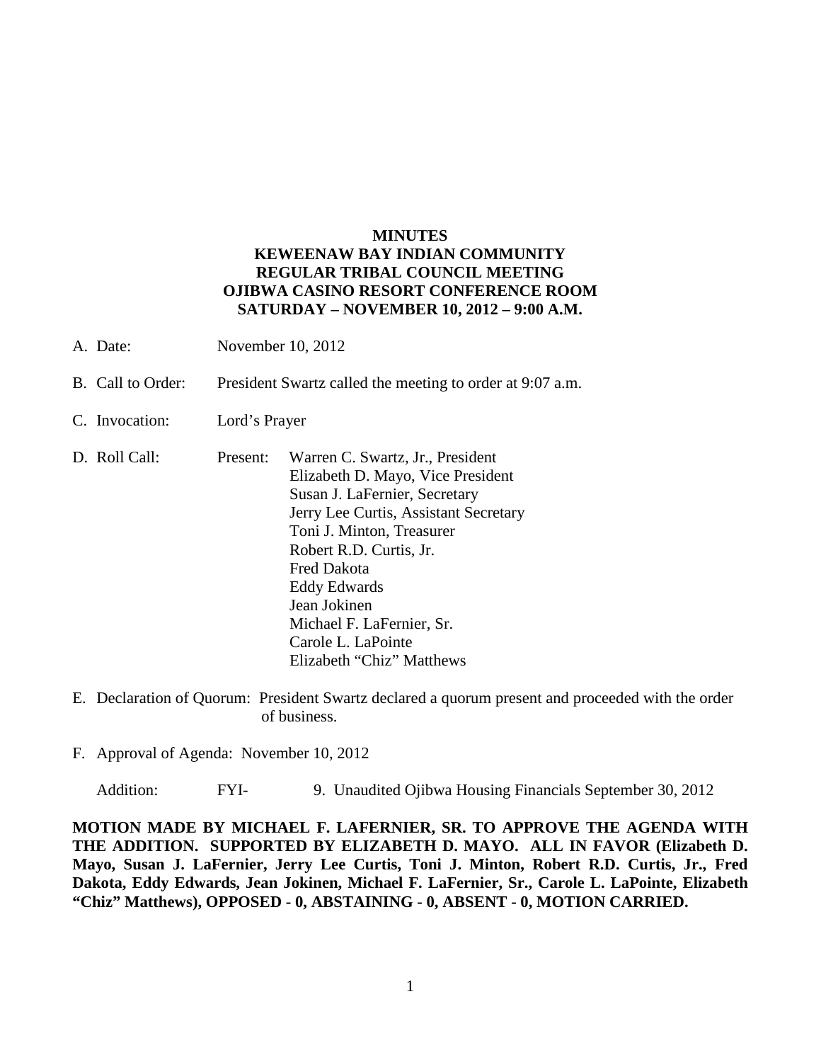**MINUTES**
**KEWEENAW BAY INDIAN COMMUNITY**
**REGULAR TRIBAL COUNCIL MEETING**
**OJIBWA CASINO RESORT CONFERENCE ROOM**
**SATURDAY – NOVEMBER 10, 2012 – 9:00 A.M.**

A. Date: November 10, 2012

B. Call to Order: President Swartz called the meeting to order at 9:07 a.m.

C. Invocation: Lord's Prayer

D. Roll Call: Present:
   Warren C. Swartz, Jr., President
   Elizabeth D. Mayo, Vice President
   Susan J. LaFernier, Secretary
   Jerry Lee Curtis, Assistant Secretary
   Toni J. Minton, Treasurer
   Robert R.D. Curtis, Jr.
   Fred Dakota
   Eddy Edwards
   Jean Jokinen
   Michael F. LaFernier, Sr.
   Carole L. LaPointe
   Elizabeth "Chiz" Matthews

E. Declaration of Quorum: President Swartz declared a quorum present and proceeded with the order of business.

F. Approval of Agenda: November 10, 2012

   Addition: FYI- 9. Unaudited Ojibwa Housing Financials September 30, 2012

**MOTION MADE BY MICHAEL F. LAFERNIER, SR. TO APPROVE THE AGENDA WITH THE ADDITION. SUPPORTED BY ELIZABETH D. MAYO. ALL IN FAVOR (Elizabeth D. Mayo, Susan J. LaFernier, Jerry Lee Curtis, Toni J. Minton, Robert R.D. Curtis, Jr., Fred Dakota, Eddy Edwards, Jean Jokinen, Michael F. LaFernier, Sr., Carole L. LaPointe, Elizabeth "Chiz" Matthews), OPPOSED - 0, ABSTAINING - 0, ABSENT - 0, MOTION CARRIED.**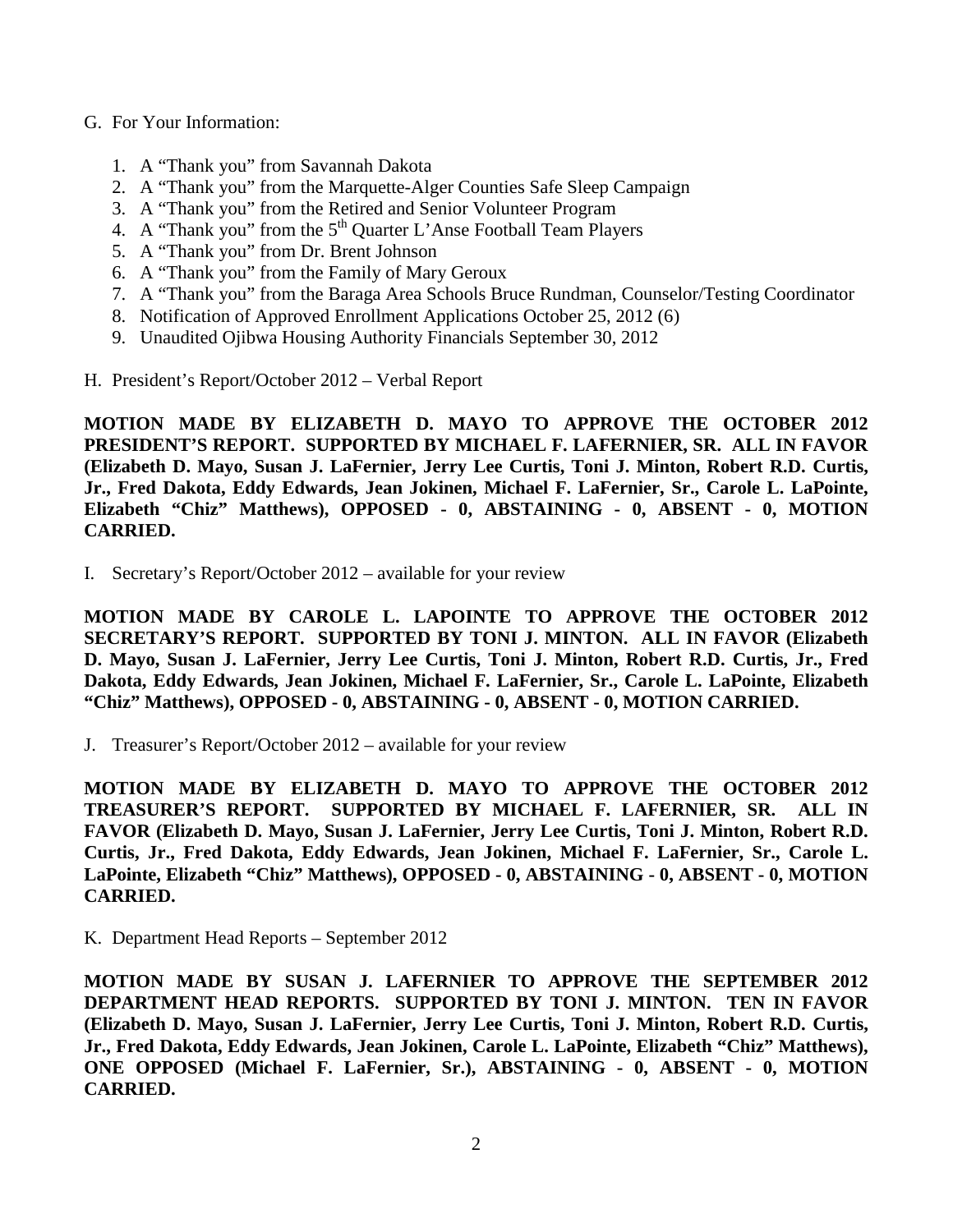G. For Your Information:

1. A "Thank you" from Savannah Dakota
2. A "Thank you" from the Marquette-Alger Counties Safe Sleep Campaign
3. A "Thank you" from the Retired and Senior Volunteer Program
4. A "Thank you" from the 5th Quarter L'Anse Football Team Players
5. A "Thank you" from Dr. Brent Johnson
6. A "Thank you" from the Family of Mary Geroux
7. A "Thank you" from the Baraga Area Schools Bruce Rundman, Counselor/Testing Coordinator
8. Notification of Approved Enrollment Applications October 25, 2012 (6)
9. Unaudited Ojibwa Housing Authority Financials September 30, 2012

H. President's Report/October 2012 – Verbal Report

**MOTION MADE BY ELIZABETH D. MAYO TO APPROVE THE OCTOBER 2012 PRESIDENT'S REPORT. SUPPORTED BY MICHAEL F. LAFERNIER, SR. ALL IN FAVOR (Elizabeth D. Mayo, Susan J. LaFernier, Jerry Lee Curtis, Toni J. Minton, Robert R.D. Curtis, Jr., Fred Dakota, Eddy Edwards, Jean Jokinen, Michael F. LaFernier, Sr., Carole L. LaPointe, Elizabeth "Chiz" Matthews), OPPOSED - 0, ABSTAINING - 0, ABSENT - 0, MOTION CARRIED.**

I. Secretary's Report/October 2012 – available for your review

**MOTION MADE BY CAROLE L. LAPOINTE TO APPROVE THE OCTOBER 2012 SECRETARY'S REPORT. SUPPORTED BY TONI J. MINTON. ALL IN FAVOR (Elizabeth D. Mayo, Susan J. LaFernier, Jerry Lee Curtis, Toni J. Minton, Robert R.D. Curtis, Jr., Fred Dakota, Eddy Edwards, Jean Jokinen, Michael F. LaFernier, Sr., Carole L. LaPointe, Elizabeth "Chiz" Matthews), OPPOSED - 0, ABSTAINING - 0, ABSENT - 0, MOTION CARRIED.**

J. Treasurer's Report/October 2012 – available for your review

**MOTION MADE BY ELIZABETH D. MAYO TO APPROVE THE OCTOBER 2012 TREASURER'S REPORT. SUPPORTED BY MICHAEL F. LAFERNIER, SR. ALL IN FAVOR (Elizabeth D. Mayo, Susan J. LaFernier, Jerry Lee Curtis, Toni J. Minton, Robert R.D. Curtis, Jr., Fred Dakota, Eddy Edwards, Jean Jokinen, Michael F. LaFernier, Sr., Carole L. LaPointe, Elizabeth "Chiz" Matthews), OPPOSED - 0, ABSTAINING - 0, ABSENT - 0, MOTION CARRIED.**

K. Department Head Reports – September 2012

**MOTION MADE BY SUSAN J. LAFERNIER TO APPROVE THE SEPTEMBER 2012 DEPARTMENT HEAD REPORTS. SUPPORTED BY TONI J. MINTON. TEN IN FAVOR (Elizabeth D. Mayo, Susan J. LaFernier, Jerry Lee Curtis, Toni J. Minton, Robert R.D. Curtis, Jr., Fred Dakota, Eddy Edwards, Jean Jokinen, Carole L. LaPointe, Elizabeth "Chiz" Matthews), ONE OPPOSED (Michael F. LaFernier, Sr.), ABSTAINING - 0, ABSENT - 0, MOTION CARRIED.**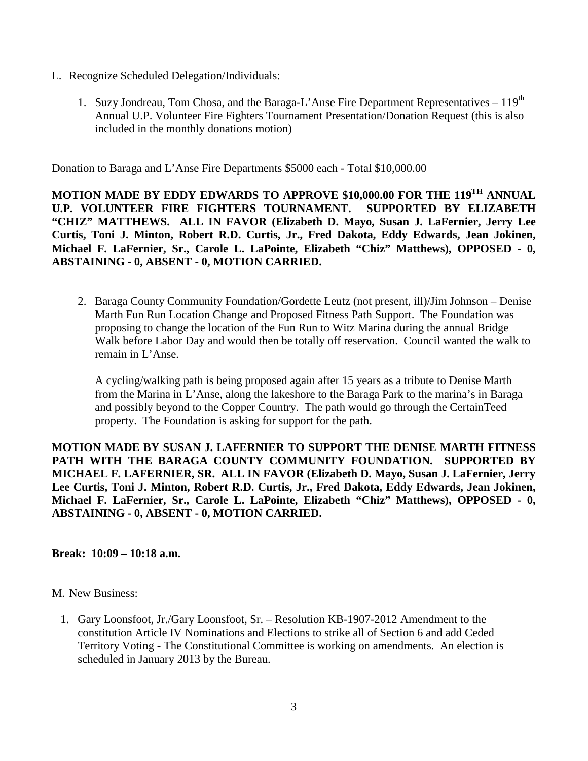L. Recognize Scheduled Delegation/Individuals:

1. Suzy Jondreau, Tom Chosa, and the Baraga-L'Anse Fire Department Representatives – 119th Annual U.P. Volunteer Fire Fighters Tournament Presentation/Donation Request (this is also included in the monthly donations motion)

Donation to Baraga and L'Anse Fire Departments $5000 each - Total $10,000.00

**MOTION MADE BY EDDY EDWARDS TO APPROVE $10,000.00 FOR THE 119TH ANNUAL U.P. VOLUNTEER FIRE FIGHTERS TOURNAMENT. SUPPORTED BY ELIZABETH "CHIZ" MATTHEWS. ALL IN FAVOR (Elizabeth D. Mayo, Susan J. LaFernier, Jerry Lee Curtis, Toni J. Minton, Robert R.D. Curtis, Jr., Fred Dakota, Eddy Edwards, Jean Jokinen, Michael F. LaFernier, Sr., Carole L. LaPointe, Elizabeth "Chiz" Matthews), OPPOSED - 0, ABSTAINING - 0, ABSENT - 0, MOTION CARRIED.**

2. Baraga County Community Foundation/Gordette Leutz (not present, ill)/Jim Johnson – Denise Marth Fun Run Location Change and Proposed Fitness Path Support. The Foundation was proposing to change the location of the Fun Run to Witz Marina during the annual Bridge Walk before Labor Day and would then be totally off reservation. Council wanted the walk to remain in L'Anse.

   A cycling/walking path is being proposed again after 15 years as a tribute to Denise Marth from the Marina in L'Anse, along the lakeshore to the Baraga Park to the marina's in Baraga and possibly beyond to the Copper Country. The path would go through the CertainTeed property. The Foundation is asking for support for the path.

**MOTION MADE BY SUSAN J. LAFERNIER TO SUPPORT THE DENISE MARTH FITNESS PATH WITH THE BARAGA COUNTY COMMUNITY FOUNDATION. SUPPORTED BY MICHAEL F. LAFERNIER, SR. ALL IN FAVOR (Elizabeth D. Mayo, Susan J. LaFernier, Jerry Lee Curtis, Toni J. Minton, Robert R.D. Curtis, Jr., Fred Dakota, Eddy Edwards, Jean Jokinen, Michael F. LaFernier, Sr., Carole L. LaPointe, Elizabeth "Chiz" Matthews), OPPOSED - 0, ABSTAINING - 0, ABSENT - 0, MOTION CARRIED.**

**Break: 10:09 – 10:18 a.m.**

M. New Business:

1. Gary Loonsfoot, Jr./Gary Loonsfoot, Sr. – Resolution KB-1907-2012 Amendment to the constitution Article IV Nominations and Elections to strike all of Section 6 and add Ceded Territory Voting - The Constitutional Committee is working on amendments. An election is scheduled in January 2013 by the Bureau.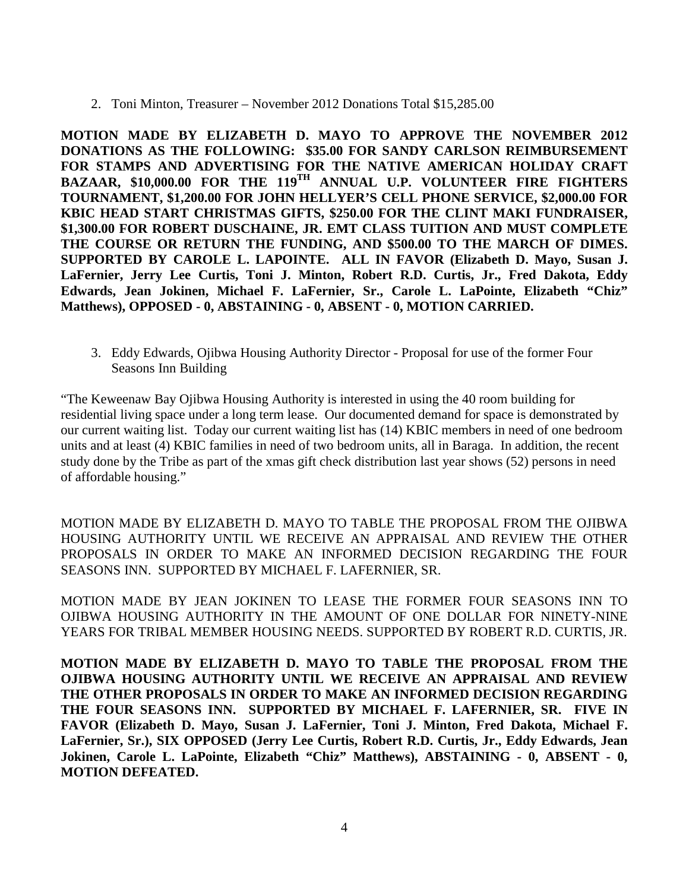2. Toni Minton, Treasurer – November 2012 Donations Total $15,285.00

**MOTION MADE BY ELIZABETH D. MAYO TO APPROVE THE NOVEMBER 2012 DONATIONS AS THE FOLLOWING: $35.00 FOR SANDY CARLSON REIMBURSEMENT FOR STAMPS AND ADVERTISING FOR THE NATIVE AMERICAN HOLIDAY CRAFT BAZAAR, $10,000.00 FOR THE 119TH ANNUAL U.P. VOLUNTEER FIRE FIGHTERS TOURNAMENT, $1,200.00 FOR JOHN HELLYER'S CELL PHONE SERVICE, $2,000.00 FOR KBIC HEAD START CHRISTMAS GIFTS, $250.00 FOR THE CLINT MAKI FUNDRAISER, $1,300.00 FOR ROBERT DUSCHAINE, JR. EMT CLASS TUITION AND MUST COMPLETE THE COURSE OR RETURN THE FUNDING, AND $500.00 TO THE MARCH OF DIMES. SUPPORTED BY CAROLE L. LAPOINTE. ALL IN FAVOR (Elizabeth D. Mayo, Susan J. LaFernier, Jerry Lee Curtis, Toni J. Minton, Robert R.D. Curtis, Jr., Fred Dakota, Eddy Edwards, Jean Jokinen, Michael F. LaFernier, Sr., Carole L. LaPointe, Elizabeth "Chiz" Matthews), OPPOSED - 0, ABSTAINING - 0, ABSENT - 0, MOTION CARRIED.**

3. Eddy Edwards, Ojibwa Housing Authority Director - Proposal for use of the former Four Seasons Inn Building

"The Keweenaw Bay Ojibwa Housing Authority is interested in using the 40 room building for residential living space under a long term lease. Our documented demand for space is demonstrated by our current waiting list. Today our current waiting list has (14) KBIC members in need of one bedroom units and at least (4) KBIC families in need of two bedroom units, all in Baraga. In addition, the recent study done by the Tribe as part of the xmas gift check distribution last year shows (52) persons in need of affordable housing."

MOTION MADE BY ELIZABETH D. MAYO TO TABLE THE PROPOSAL FROM THE OJIBWA HOUSING AUTHORITY UNTIL WE RECEIVE AN APPRAISAL AND REVIEW THE OTHER PROPOSALS IN ORDER TO MAKE AN INFORMED DECISION REGARDING THE FOUR SEASONS INN. SUPPORTED BY MICHAEL F. LAFERNIER, SR.

MOTION MADE BY JEAN JOKINEN TO LEASE THE FORMER FOUR SEASONS INN TO OJIBWA HOUSING AUTHORITY IN THE AMOUNT OF ONE DOLLAR FOR NINETY-NINE YEARS FOR TRIBAL MEMBER HOUSING NEEDS. SUPPORTED BY ROBERT R.D. CURTIS, JR.

**MOTION MADE BY ELIZABETH D. MAYO TO TABLE THE PROPOSAL FROM THE OJIBWA HOUSING AUTHORITY UNTIL WE RECEIVE AN APPRAISAL AND REVIEW THE OTHER PROPOSALS IN ORDER TO MAKE AN INFORMED DECISION REGARDING THE FOUR SEASONS INN. SUPPORTED BY MICHAEL F. LAFERNIER, SR. FIVE IN FAVOR (Elizabeth D. Mayo, Susan J. LaFernier, Toni J. Minton, Fred Dakota, Michael F. LaFernier, Sr.), SIX OPPOSED (Jerry Lee Curtis, Robert R.D. Curtis, Jr., Eddy Edwards, Jean Jokinen, Carole L. LaPointe, Elizabeth "Chiz" Matthews), ABSTAINING - 0, ABSENT - 0, MOTION DEFEATED.**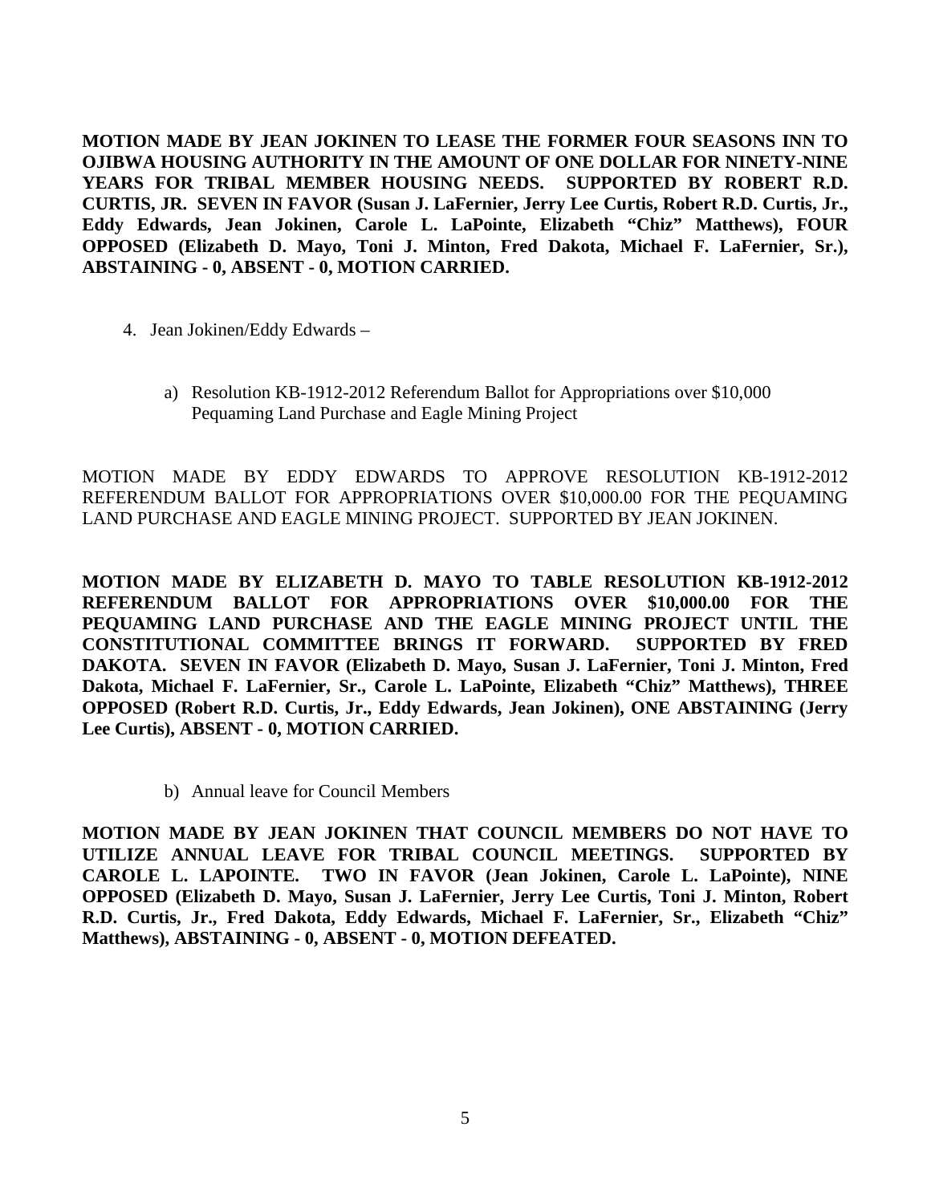**MOTION MADE BY JEAN JOKINEN TO LEASE THE FORMER FOUR SEASONS INN TO OJIBWA HOUSING AUTHORITY IN THE AMOUNT OF ONE DOLLAR FOR NINETY-NINE YEARS FOR TRIBAL MEMBER HOUSING NEEDS. SUPPORTED BY ROBERT R.D. CURTIS, JR. SEVEN IN FAVOR (Susan J. LaFernier, Jerry Lee Curtis, Robert R.D. Curtis, Jr., Eddy Edwards, Jean Jokinen, Carole L. LaPointe, Elizabeth "Chiz" Matthews), FOUR OPPOSED (Elizabeth D. Mayo, Toni J. Minton, Fred Dakota, Michael F. LaFernier, Sr.), ABSTAINING - 0, ABSENT - 0, MOTION CARRIED.**

4. Jean Jokinen/Eddy Edwards –

   a) Resolution KB-1912-2012 Referendum Ballot for Appropriations over $10,000 Pequaming Land Purchase and Eagle Mining Project

MOTION MADE BY EDDY EDWARDS TO APPROVE RESOLUTION KB-1912-2012 REFERENDUM BALLOT FOR APPROPRIATIONS OVER $10,000.00 FOR THE PEQUAMING LAND PURCHASE AND EAGLE MINING PROJECT. SUPPORTED BY JEAN JOKINEN.

**MOTION MADE BY ELIZABETH D. MAYO TO TABLE RESOLUTION KB-1912-2012 REFERENDUM BALLOT FOR APPROPRIATIONS OVER $10,000.00 FOR THE PEQUAMING LAND PURCHASE AND THE EAGLE MINING PROJECT UNTIL THE CONSTITUTIONAL COMMITTEE BRINGS IT FORWARD. SUPPORTED BY FRED DAKOTA. SEVEN IN FAVOR (Elizabeth D. Mayo, Susan J. LaFernier, Toni J. Minton, Fred Dakota, Michael F. LaFernier, Sr., Carole L. LaPointe, Elizabeth "Chiz" Matthews), THREE OPPOSED (Robert R.D. Curtis, Jr., Eddy Edwards, Jean Jokinen), ONE ABSTAINING (Jerry Lee Curtis), ABSENT - 0, MOTION CARRIED.**

   b) Annual leave for Council Members

**MOTION MADE BY JEAN JOKINEN THAT COUNCIL MEMBERS DO NOT HAVE TO UTILIZE ANNUAL LEAVE FOR TRIBAL COUNCIL MEETINGS. SUPPORTED BY CAROLE L. LAPOINTE. TWO IN FAVOR (Jean Jokinen, Carole L. LaPointe), NINE OPPOSED (Elizabeth D. Mayo, Susan J. LaFernier, Jerry Lee Curtis, Toni J. Minton, Robert R.D. Curtis, Jr., Fred Dakota, Eddy Edwards, Michael F. LaFernier, Sr., Elizabeth "Chiz" Matthews), ABSTAINING - 0, ABSENT - 0, MOTION DEFEATED.**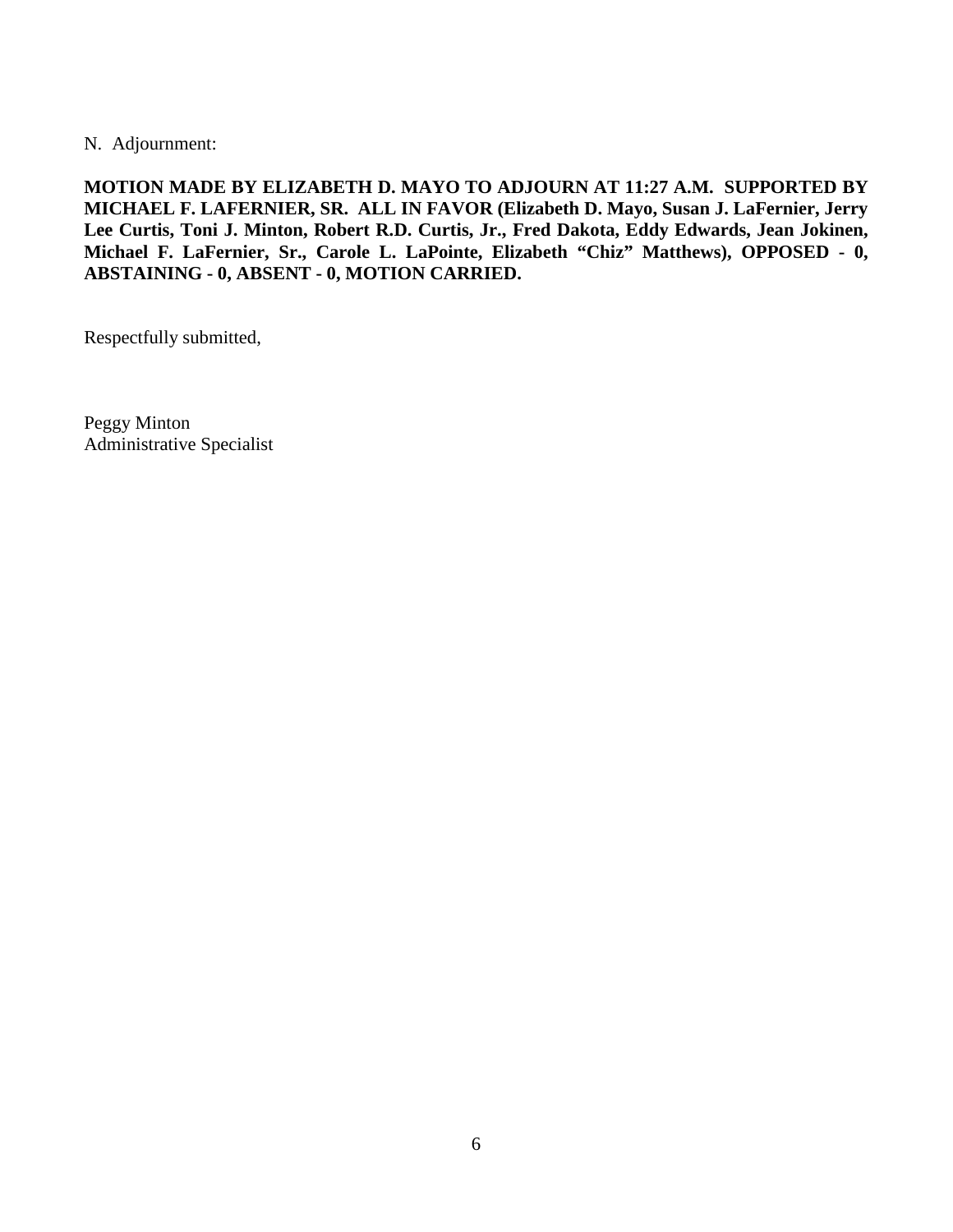N. Adjournment:

**MOTION MADE BY ELIZABETH D. MAYO TO ADJOURN AT 11:27 A.M. SUPPORTED BY MICHAEL F. LAFERNIER, SR. ALL IN FAVOR (Elizabeth D. Mayo, Susan J. LaFernier, Jerry Lee Curtis, Toni J. Minton, Robert R.D. Curtis, Jr., Fred Dakota, Eddy Edwards, Jean Jokinen, Michael F. LaFernier, Sr., Carole L. LaPointe, Elizabeth "Chiz" Matthews), OPPOSED - 0, ABSTAINING - 0, ABSENT - 0, MOTION CARRIED.**

Respectfully submitted,

Peggy Minton
Administrative Specialist